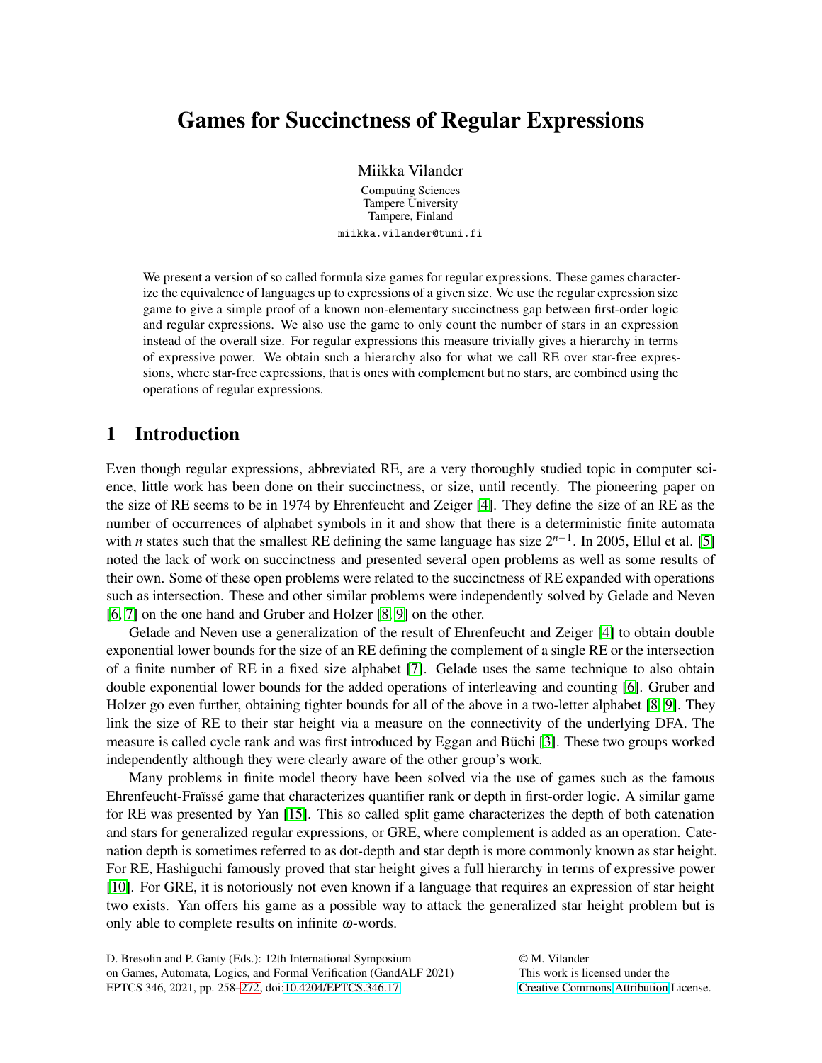# Games for Succinctness of Regular Expressions

Miikka Vilander

Computing Sciences
Tampere University
Tampere, Finland

miikka.vilander@tuni.fi

We present a version of so called formula size games for regular expressions. These games characterize the equivalence of languages up to expressions of a given size. We use the regular expression size game to give a simple proof of a known non-elementary succinctness gap between first-order logic and regular expressions. We also use the game to only count the number of stars in an expression instead of the overall size. For regular expressions this measure trivially gives a hierarchy in terms of expressive power. We obtain such a hierarchy also for what we call RE over star-free expressions, where star-free expressions, that is ones with complement but no stars, are combined using the operations of regular expressions.

## 1 Introduction

Even though regular expressions, abbreviated RE, are a very thoroughly studied topic in computer science, little work has been done on their succinctness, or size, until recently. The pioneering paper on the size of RE seems to be in 1974 by Ehrenfeucht and Zeiger [4]. They define the size of an RE as the number of occurrences of alphabet symbols in it and show that there is a deterministic finite automata with $n$ states such that the smallest RE defining the same language has size $2^{n-1}$. In 2005, Ellul et al. [5] noted the lack of work on succinctness and presented several open problems as well as some results of their own. Some of these open problems were related to the succinctness of RE expanded with operations such as intersection. These and other similar problems were independently solved by Gelade and Neven [6, 7] on the one hand and Gruber and Holzer [8, 9] on the other.

Gelade and Neven use a generalization of the result of Ehrenfeucht and Zeiger [4] to obtain double exponential lower bounds for the size of an RE defining the complement of a single RE or the intersection of a finite number of RE in a fixed size alphabet [7]. Gelade uses the same technique to also obtain double exponential lower bounds for the added operations of interleaving and counting [6]. Gruber and Holzer go even further, obtaining tighter bounds for all of the above in a two-letter alphabet [8, 9]. They link the size of RE to their star height via a measure on the connectivity of the underlying DFA. The measure is called cycle rank and was first introduced by Eggan and Büchi [3]. These two groups worked independently although they were clearly aware of the other group's work.

Many problems in finite model theory have been solved via the use of games such as the famous Ehrenfeucht-Fraïssé game that characterizes quantifier rank or depth in first-order logic. A similar game for RE was presented by Yan [15]. This so called split game characterizes the depth of both catenation and stars for generalized regular expressions, or GRE, where complement is added as an operation. Catenation depth is sometimes referred to as dot-depth and star depth is more commonly known as star height. For RE, Hashiguchi famously proved that star height gives a full hierarchy in terms of expressive power [10]. For GRE, it is notoriously not even known if a language that requires an expression of star height two exists. Yan offers his game as a possible way to attack the generalized star height problem but is only able to complete results on infinite $\omega$-words.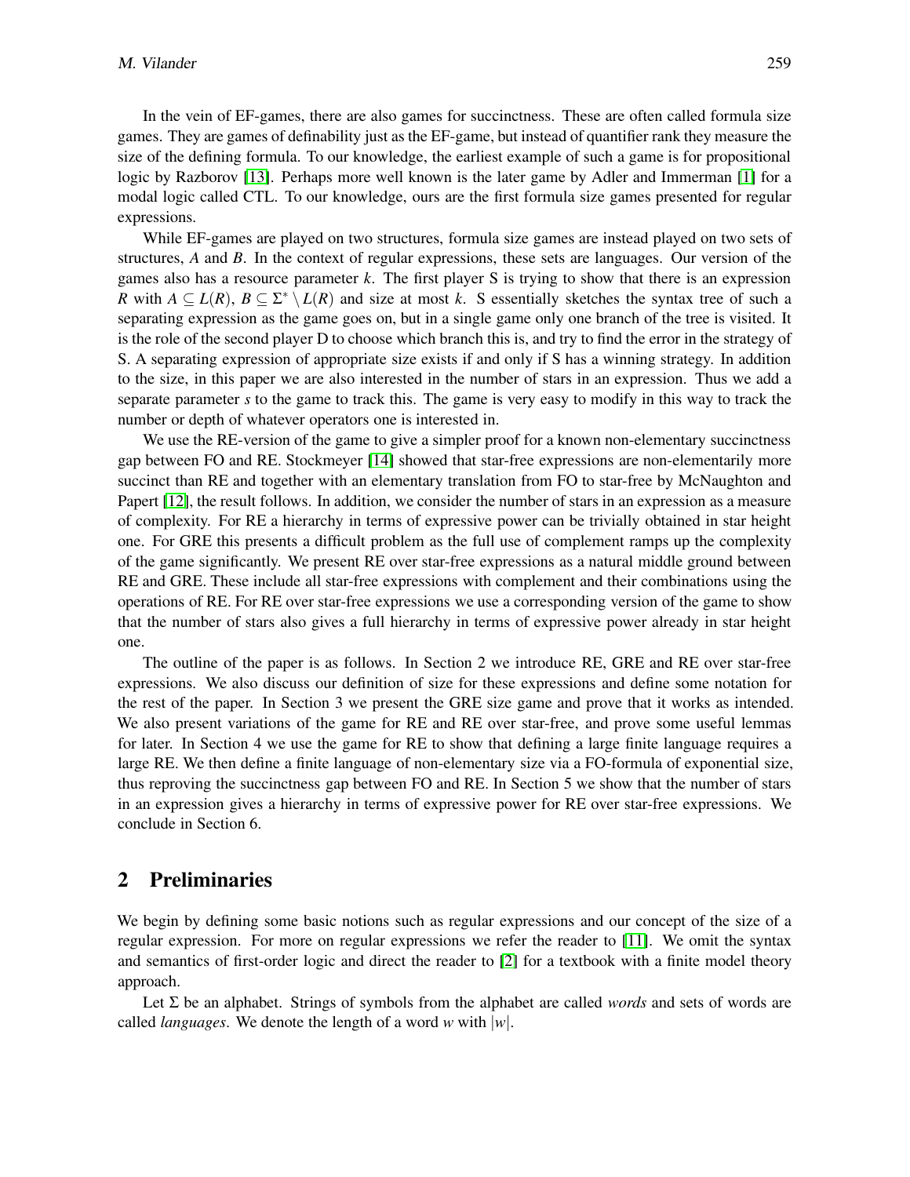In the vein of EF-games, there are also games for succinctness. These are often called formula size games. They are games of definability just as the EF-game, but instead of quantifier rank they measure the size of the defining formula. To our knowledge, the earliest example of such a game is for propositional logic by Razborov [13]. Perhaps more well known is the later game by Adler and Immerman [1] for a modal logic called CTL. To our knowledge, ours are the first formula size games presented for regular expressions.

While EF-games are played on two structures, formula size games are instead played on two sets of structures, $A$ and $B$. In the context of regular expressions, these sets are languages. Our version of the games also has a resource parameter $k$. The first player S is trying to show that there is an expression $R$ with $A \subseteq L(R)$, $B \subseteq \Sigma^* \setminus L(R)$ and size at most $k$. S essentially sketches the syntax tree of such a separating expression as the game goes on, but in a single game only one branch of the tree is visited. It is the role of the second player D to choose which branch this is, and try to find the error in the strategy of S. A separating expression of appropriate size exists if and only if S has a winning strategy. In addition to the size, in this paper we are also interested in the number of stars in an expression. Thus we add a separate parameter $s$ to the game to track this. The game is very easy to modify in this way to track the number or depth of whatever operators one is interested in.

We use the RE-version of the game to give a simpler proof for a known non-elementary succinctness gap between FO and RE. Stockmeyer [14] showed that star-free expressions are non-elementarily more succinct than RE and together with an elementary translation from FO to star-free by McNaughton and Papert [12], the result follows. In addition, we consider the number of stars in an expression as a measure of complexity. For RE a hierarchy in terms of expressive power can be trivially obtained in star height one. For GRE this presents a difficult problem as the full use of complement ramps up the complexity of the game significantly. We present RE over star-free expressions as a natural middle ground between RE and GRE. These include all star-free expressions with complement and their combinations using the operations of RE. For RE over star-free expressions we use a corresponding version of the game to show that the number of stars also gives a full hierarchy in terms of expressive power already in star height one.

The outline of the paper is as follows. In Section 2 we introduce RE, GRE and RE over star-free expressions. We also discuss our definition of size for these expressions and define some notation for the rest of the paper. In Section 3 we present the GRE size game and prove that it works as intended. We also present variations of the game for RE and RE over star-free, and prove some useful lemmas for later. In Section 4 we use the game for RE to show that defining a large finite language requires a large RE. We then define a finite language of non-elementary size via a FO-formula of exponential size, thus reproving the succinctness gap between FO and RE. In Section 5 we show that the number of stars in an expression gives a hierarchy in terms of expressive power for RE over star-free expressions. We conclude in Section 6.

## 2 Preliminaries

We begin by defining some basic notions such as regular expressions and our concept of the size of a regular expression. For more on regular expressions we refer the reader to [11]. We omit the syntax and semantics of first-order logic and direct the reader to [2] for a textbook with a finite model theory approach.

Let $\Sigma$ be an alphabet. Strings of symbols from the alphabet are called *words* and sets of words are called *languages*. We denote the length of a word $w$ with $|w|$.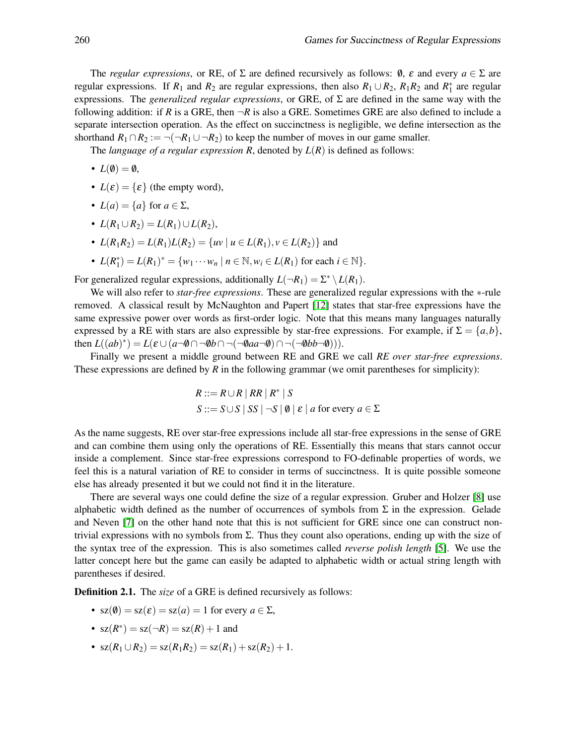The *regular expressions*, or RE, of $\Sigma$ are defined recursively as follows: $\emptyset$, $\varepsilon$ and every $a \in \Sigma$ are regular expressions. If $R_1$ and $R_2$ are regular expressions, then also $R_1 \cup R_2$, $R_1R_2$ and $R_1^*$ are regular expressions. The *generalized regular expressions*, or GRE, of $\Sigma$ are defined in the same way with the following addition: if $R$ is a GRE, then $\neg R$ is also a GRE. Sometimes GRE are also defined to include a separate intersection operation. As the effect on succinctness is negligible, we define intersection as the shorthand $R_1 \cap R_2 := \neg(\neg R_1 \cup \neg R_2)$ to keep the number of moves in our game smaller.

The *language of a regular expression R*, denoted by $L(R)$ is defined as follows:

- $L(\emptyset) = \emptyset$,
- $L(\varepsilon) = \{\varepsilon\}$ (the empty word),
- $L(a) = \{a\}$ for $a \in \Sigma$,
- $L(R_1 \cup R_2) = L(R_1) \cup L(R_2)$,
- $L(R_1R_2) = L(R_1)L(R_2) = \{uv \mid u \in L(R_1), v \in L(R_2)\}$ and
- $L(R_1^*) = L(R_1)^* = \{w_1 \cdots w_n \mid n \in \mathbb{N}, w_i \in L(R_1) \text{ for each } i \in \mathbb{N}\}$.

For generalized regular expressions, additionally $L(\neg R_1) = \Sigma^* \setminus L(R_1)$.

We will also refer to *star-free expressions*. These are generalized regular expressions with the $*$-rule removed. A classical result by McNaughton and Papert [12] states that star-free expressions have the same expressive power over words as first-order logic. Note that this means many languages naturally expressed by a RE with stars are also expressible by star-free expressions. For example, if $\Sigma = \{a, b\}$, then $L((ab)^*) = L(\varepsilon \cup (a\neg\emptyset \cap \neg\emptyset b \cap \neg(\neg\emptyset aa\neg\emptyset) \cap \neg(\neg\emptyset bb\neg\emptyset)))$.

Finally we present a middle ground between RE and GRE we call *RE over star-free expressions*. These expressions are defined by $R$ in the following grammar (we omit parentheses for simplicity):

$$R ::= R \cup R \mid RR \mid R^* \mid S$$
$$S ::= S \cup S \mid SS \mid \neg S \mid \emptyset \mid \varepsilon \mid a \text{ for every } a \in \Sigma$$

As the name suggests, RE over star-free expressions include all star-free expressions in the sense of GRE and can combine them using only the operations of RE. Essentially this means that stars cannot occur inside a complement. Since star-free expressions correspond to FO-definable properties of words, we feel this is a natural variation of RE to consider in terms of succinctness. It is quite possible someone else has already presented it but we could not find it in the literature.

There are several ways one could define the size of a regular expression. Gruber and Holzer [8] use alphabetic width defined as the number of occurrences of symbols from $\Sigma$ in the expression. Gelade and Neven [7] on the other hand note that this is not sufficient for GRE since one can construct non-trivial expressions with no symbols from $\Sigma$. Thus they count also operations, ending up with the size of the syntax tree of the expression. This is also sometimes called *reverse polish length* [5]. We use the latter concept here but the game can easily be adapted to alphabetic width or actual string length with parentheses if desired.

**Definition 2.1.** The *size* of a GRE is defined recursively as follows:

- $\mathrm{sz}(\emptyset) = \mathrm{sz}(\varepsilon) = \mathrm{sz}(a) = 1$ for every $a \in \Sigma$,
- $\mathrm{sz}(R^*) = \mathrm{sz}(\neg R) = \mathrm{sz}(R) + 1$ and
- $\mathrm{sz}(R_1 \cup R_2) = \mathrm{sz}(R_1R_2) = \mathrm{sz}(R_1) + \mathrm{sz}(R_2) + 1$.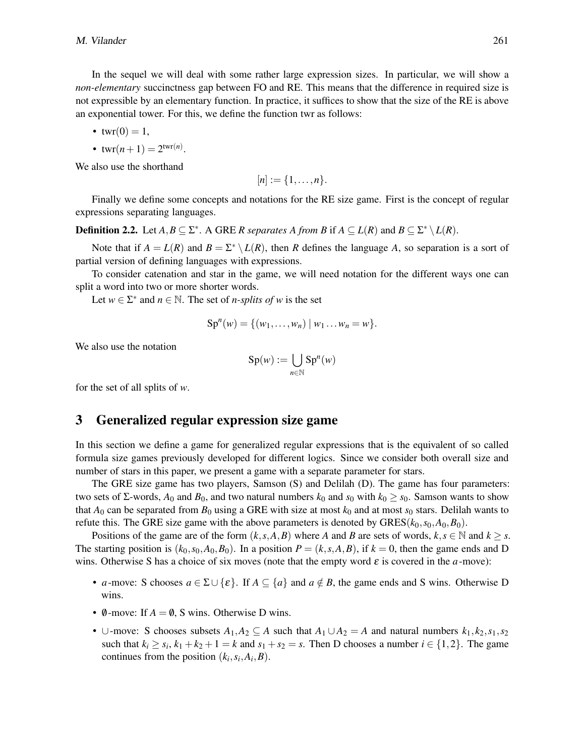In the sequel we will deal with some rather large expression sizes. In particular, we will show a *non-elementary* succinctness gap between FO and RE. This means that the difference in required size is not expressible by an elementary function. In practice, it suffices to show that the size of the RE is above an exponential tower. For this, we define the function twr as follows:

- $\mathrm{twr}(0) = 1$,
- $\mathrm{twr}(n+1) = 2^{\mathrm{twr}(n)}$.

We also use the shorthand

$$[n] := \{1, \ldots, n\}.$$

Finally we define some concepts and notations for the RE size game. First is the concept of regular expressions separating languages.

**Definition 2.2.** Let $A, B \subseteq \Sigma^*$. A GRE $R$ *separates $A$ from $B$* if $A \subseteq L(R)$ and $B \subseteq \Sigma^* \setminus L(R)$.

Note that if $A = L(R)$ and $B = \Sigma^* \setminus L(R)$, then $R$ defines the language $A$, so separation is a sort of partial version of defining languages with expressions.

To consider catenation and star in the game, we will need notation for the different ways one can split a word into two or more shorter words.

Let $w \in \Sigma^*$ and $n \in \mathbb{N}$. The set of *$n$-splits of $w$* is the set

$$\mathrm{Sp}^n(w) = \{(w_1, \ldots, w_n) \mid w_1 \ldots w_n = w\}.$$

We also use the notation

$$\mathrm{Sp}(w) := \bigcup_{n \in \mathbb{N}} \mathrm{Sp}^n(w)$$

for the set of all splits of $w$.

## 3 Generalized regular expression size game

In this section we define a game for generalized regular expressions that is the equivalent of so called formula size games previously developed for different logics. Since we consider both overall size and number of stars in this paper, we present a game with a separate parameter for stars.

The GRE size game has two players, Samson (S) and Delilah (D). The game has four parameters: two sets of $\Sigma$-words, $A_0$ and $B_0$, and two natural numbers $k_0$ and $s_0$ with $k_0 \geq s_0$. Samson wants to show that $A_0$ can be separated from $B_0$ using a GRE with size at most $k_0$ and at most $s_0$ stars. Delilah wants to refute this. The GRE size game with the above parameters is denoted by $\mathrm{GRES}(k_0, s_0, A_0, B_0)$.

Positions of the game are of the form $(k, s, A, B)$ where $A$ and $B$ are sets of words, $k, s \in \mathbb{N}$ and $k \geq s$. The starting position is $(k_0, s_0, A_0, B_0)$. In a position $P = (k, s, A, B)$, if $k = 0$, then the game ends and D wins. Otherwise S has a choice of six moves (note that the empty word $\varepsilon$ is covered in the $a$-move):

- $a$-move: S chooses $a \in \Sigma \cup \{\varepsilon\}$. If $A \subseteq \{a\}$ and $a \notin B$, the game ends and S wins. Otherwise D wins.
- $\emptyset$-move: If $A = \emptyset$, S wins. Otherwise D wins.
- $\cup$-move: S chooses subsets $A_1, A_2 \subseteq A$ such that $A_1 \cup A_2 = A$ and natural numbers $k_1, k_2, s_1, s_2$ such that $k_i \geq s_i$, $k_1 + k_2 + 1 = k$ and $s_1 + s_2 = s$. Then D chooses a number $i \in \{1, 2\}$. The game continues from the position $(k_i, s_i, A_i, B)$.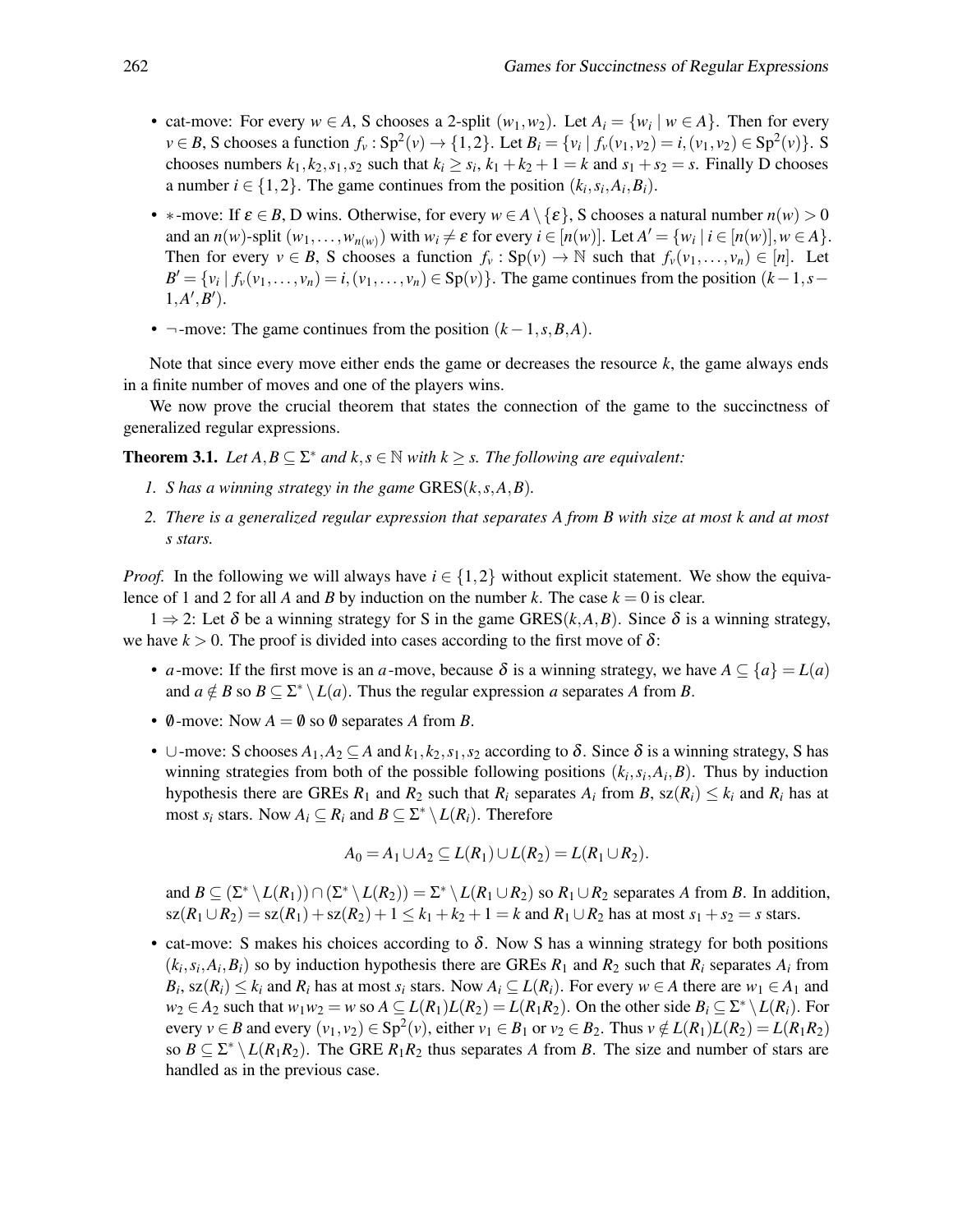- cat-move: For every $w \in A$, S chooses a 2-split $(w_1, w_2)$. Let $A_i = \{w_i \mid w \in A\}$. Then for every $v \in B$, S chooses a function $f_v : \mathrm{Sp}^2(v) \to \{1,2\}$. Let $B_i = \{v_i \mid f_v(v_1,v_2) = i, (v_1,v_2) \in \mathrm{Sp}^2(v)\}$. S chooses numbers $k_1, k_2, s_1, s_2$ such that $k_i \geq s_i$, $k_1 + k_2 + 1 = k$ and $s_1 + s_2 = s$. Finally D chooses a number $i \in \{1,2\}$. The game continues from the position $(k_i, s_i, A_i, B_i)$.
- $*$-move: If $\varepsilon \in B$, D wins. Otherwise, for every $w \in A \setminus \{\varepsilon\}$, S chooses a natural number $n(w) > 0$ and an $n(w)$-split $(w_1, \ldots, w_{n(w)})$ with $w_i \neq \varepsilon$ for every $i \in [n(w)]$. Let $A' = \{w_i \mid i \in [n(w)], w \in A\}$. Then for every $v \in B$, S chooses a function $f_v : \mathrm{Sp}(v) \to \mathbb{N}$ such that $f_v(v_1, \ldots, v_n) \in [n]$. Let $B' = \{v_i \mid f_v(v_1, \ldots, v_n) = i, (v_1, \ldots, v_n) \in \mathrm{Sp}(v)\}$. The game continues from the position $(k-1, s-1, A', B')$.
- $\neg$-move: The game continues from the position $(k-1, s, B, A)$.

Note that since every move either ends the game or decreases the resource $k$, the game always ends in a finite number of moves and one of the players wins.

We now prove the crucial theorem that states the connection of the game to the succinctness of generalized regular expressions.

**Theorem 3.1.** *Let $A, B \subseteq \Sigma^*$ and $k, s \in \mathbb{N}$ with $k \geq s$. The following are equivalent:*

1. *S has a winning strategy in the game* $\mathrm{GRES}(k, s, A, B)$.
2. *There is a generalized regular expression that separates $A$ from $B$ with size at most $k$ and at most $s$ stars.*

*Proof.* In the following we will always have $i \in \{1,2\}$ without explicit statement. We show the equivalence of 1 and 2 for all $A$ and $B$ by induction on the number $k$. The case $k = 0$ is clear.

$1 \Rightarrow 2$: Let $\delta$ be a winning strategy for S in the game $\mathrm{GRES}(k, A, B)$. Since $\delta$ is a winning strategy, we have $k > 0$. The proof is divided into cases according to the first move of $\delta$:

- $a$-move: If the first move is an $a$-move, because $\delta$ is a winning strategy, we have $A \subseteq \{a\} = L(a)$ and $a \notin B$ so $B \subseteq \Sigma^* \setminus L(a)$. Thus the regular expression $a$ separates $A$ from $B$.
- $\emptyset$-move: Now $A = \emptyset$ so $\emptyset$ separates $A$ from $B$.
- $\cup$-move: S chooses $A_1, A_2 \subseteq A$ and $k_1, k_2, s_1, s_2$ according to $\delta$. Since $\delta$ is a winning strategy, S has winning strategies from both of the possible following positions $(k_i, s_i, A_i, B)$. Thus by induction hypothesis there are GREs $R_1$ and $R_2$ such that $R_i$ separates $A_i$ from $B$, $\mathrm{sz}(R_i) \leq k_i$ and $R_i$ has at most $s_i$ stars. Now $A_i \subseteq R_i$ and $B \subseteq \Sigma^* \setminus L(R_i)$. Therefore

$$A_0 = A_1 \cup A_2 \subseteq L(R_1) \cup L(R_2) = L(R_1 \cup R_2).$$

  and $B \subseteq (\Sigma^* \setminus L(R_1)) \cap (\Sigma^* \setminus L(R_2)) = \Sigma^* \setminus L(R_1 \cup R_2)$ so $R_1 \cup R_2$ separates $A$ from $B$. In addition, $\mathrm{sz}(R_1 \cup R_2) = \mathrm{sz}(R_1) + \mathrm{sz}(R_2) + 1 \leq k_1 + k_2 + 1 = k$ and $R_1 \cup R_2$ has at most $s_1 + s_2 = s$ stars.
- cat-move: S makes his choices according to $\delta$. Now S has a winning strategy for both positions $(k_i, s_i, A_i, B_i)$ so by induction hypothesis there are GREs $R_1$ and $R_2$ such that $R_i$ separates $A_i$ from $B_i$, $\mathrm{sz}(R_i) \leq k_i$ and $R_i$ has at most $s_i$ stars. Now $A_i \subseteq L(R_i)$. For every $w \in A$ there are $w_1 \in A_1$ and $w_2 \in A_2$ such that $w_1 w_2 = w$ so $A \subseteq L(R_1)L(R_2) = L(R_1 R_2)$. On the other side $B_i \subseteq \Sigma^* \setminus L(R_i)$. For every $v \in B$ and every $(v_1, v_2) \in \mathrm{Sp}^2(v)$, either $v_1 \in B_1$ or $v_2 \in B_2$. Thus $v \notin L(R_1)L(R_2) = L(R_1 R_2)$ so $B \subseteq \Sigma^* \setminus L(R_1 R_2)$. The GRE $R_1 R_2$ thus separates $A$ from $B$. The size and number of stars are handled as in the previous case.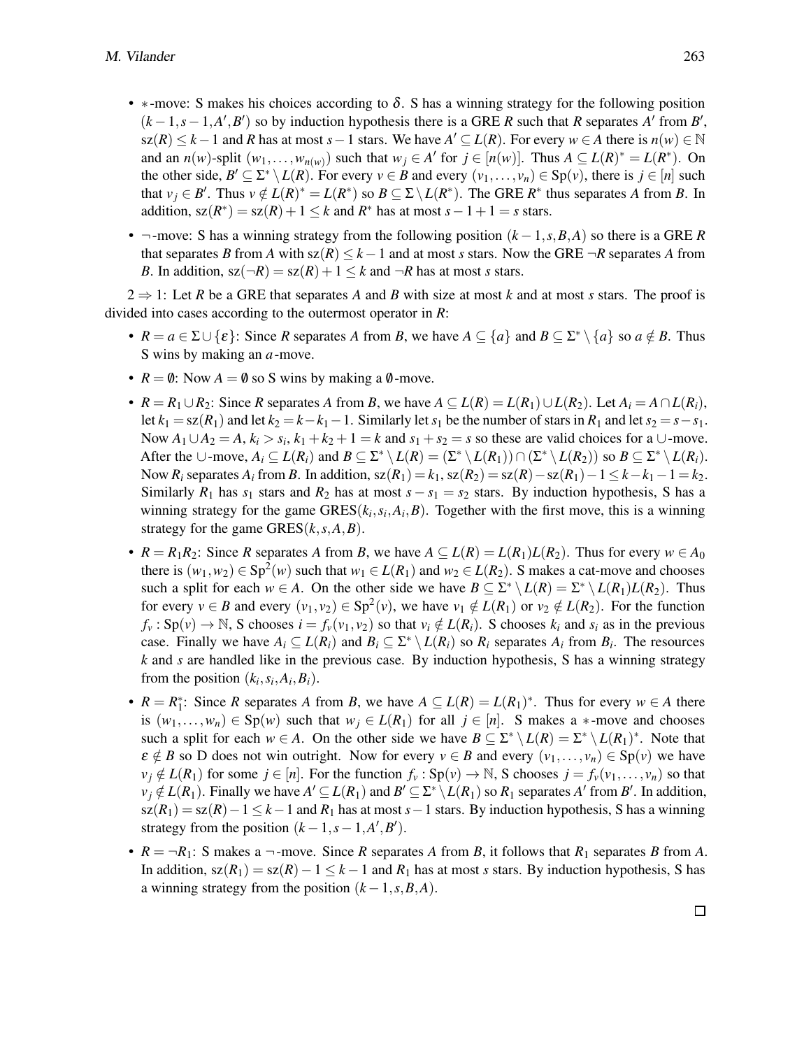- $*$-move: S makes his choices according to $\delta$. S has a winning strategy for the following position $(k-1, s-1, A', B')$ so by induction hypothesis there is a GRE $R$ such that $R$ separates $A'$ from $B'$, $\mathrm{sz}(R) \leq k-1$ and $R$ has at most $s-1$ stars. We have $A' \subseteq L(R)$. For every $w \in A$ there is $n(w) \in \mathbb{N}$ and an $n(w)$-split $(w_1, \ldots, w_{n(w)})$ such that $w_j \in A'$ for $j \in [n(w)]$. Thus $A \subseteq L(R)^* = L(R^*)$. On the other side, $B' \subseteq \Sigma^* \setminus L(R)$. For every $v \in B$ and every $(v_1, \ldots, v_n) \in \mathrm{Sp}(v)$, there is $j \in [n]$ such that $v_j \in B'$. Thus $v \notin L(R)^* = L(R^*)$ so $B \subseteq \Sigma \setminus L(R^*)$. The GRE $R^*$ thus separates $A$ from $B$. In addition, $\mathrm{sz}(R^*) = \mathrm{sz}(R) + 1 \leq k$ and $R^*$ has at most $s-1+1 = s$ stars.
- $\neg$-move: S has a winning strategy from the following position $(k-1, s, B, A)$ so there is a GRE $R$ that separates $B$ from $A$ with $\mathrm{sz}(R) \leq k-1$ and at most $s$ stars. Now the GRE $\neg R$ separates $A$ from $B$. In addition, $\mathrm{sz}(\neg R) = \mathrm{sz}(R) + 1 \leq k$ and $\neg R$ has at most $s$ stars.

$2 \Rightarrow 1$: Let $R$ be a GRE that separates $A$ and $B$ with size at most $k$ and at most $s$ stars. The proof is divided into cases according to the outermost operator in $R$:

- $R = a \in \Sigma \cup \{\varepsilon\}$: Since $R$ separates $A$ from $B$, we have $A \subseteq \{a\}$ and $B \subseteq \Sigma^* \setminus \{a\}$ so $a \notin B$. Thus S wins by making an $a$-move.
- $R = \emptyset$: Now $A = \emptyset$ so S wins by making a $\emptyset$-move.
- $R = R_1 \cup R_2$: Since $R$ separates $A$ from $B$, we have $A \subseteq L(R) = L(R_1) \cup L(R_2)$. Let $A_i = A \cap L(R_i)$, let $k_1 = \mathrm{sz}(R_1)$ and let $k_2 = k - k_1 - 1$. Similarly let $s_1$ be the number of stars in $R_1$ and let $s_2 = s - s_1$. Now $A_1 \cup A_2 = A$, $k_i > s_i$, $k_1 + k_2 + 1 = k$ and $s_1 + s_2 = s$ so these are valid choices for a $\cup$-move. After the $\cup$-move, $A_i \subseteq L(R_i)$ and $B \subseteq \Sigma^* \setminus L(R) = (\Sigma^* \setminus L(R_1)) \cap (\Sigma^* \setminus L(R_2))$ so $B \subseteq \Sigma^* \setminus L(R_i)$. Now $R_i$ separates $A_i$ from $B$. In addition, $\mathrm{sz}(R_1) = k_1$, $\mathrm{sz}(R_2) = \mathrm{sz}(R) - \mathrm{sz}(R_1) - 1 \leq k - k_1 - 1 = k_2$. Similarly $R_1$ has $s_1$ stars and $R_2$ has at most $s - s_1 = s_2$ stars. By induction hypothesis, S has a winning strategy for the game $\mathrm{GRES}(k_i, s_i, A_i, B)$. Together with the first move, this is a winning strategy for the game $\mathrm{GRES}(k, s, A, B)$.
- $R = R_1R_2$: Since $R$ separates $A$ from $B$, we have $A \subseteq L(R) = L(R_1)L(R_2)$. Thus for every $w \in A_0$ there is $(w_1, w_2) \in \mathrm{Sp}^2(w)$ such that $w_1 \in L(R_1)$ and $w_2 \in L(R_2)$. S makes a cat-move and chooses such a split for each $w \in A$. On the other side we have $B \subseteq \Sigma^* \setminus L(R) = \Sigma^* \setminus L(R_1)L(R_2)$. Thus for every $v \in B$ and every $(v_1, v_2) \in \mathrm{Sp}^2(v)$, we have $v_1 \notin L(R_1)$ or $v_2 \notin L(R_2)$. For the function $f_v : \mathrm{Sp}(v) \to \mathbb{N}$, S chooses $i = f_v(v_1, v_2)$ so that $v_i \notin L(R_i)$. S chooses $k_i$ and $s_i$ as in the previous case. Finally we have $A_i \subseteq L(R_i)$ and $B_i \subseteq \Sigma^* \setminus L(R_i)$ so $R_i$ separates $A_i$ from $B_i$. The resources $k$ and $s$ are handled like in the previous case. By induction hypothesis, S has a winning strategy from the position $(k_i, s_i, A_i, B_i)$.
- $R = R_1^*$: Since $R$ separates $A$ from $B$, we have $A \subseteq L(R) = L(R_1)^*$. Thus for every $w \in A$ there is $(w_1, \ldots, w_n) \in \mathrm{Sp}(w)$ such that $w_j \in L(R_1)$ for all $j \in [n]$. S makes a $*$-move and chooses such a split for each $w \in A$. On the other side we have $B \subseteq \Sigma^* \setminus L(R) = \Sigma^* \setminus L(R_1)^*$. Note that $\varepsilon \notin B$ so D does not win outright. Now for every $v \in B$ and every $(v_1, \ldots, v_n) \in \mathrm{Sp}(v)$ we have $v_j \notin L(R_1)$ for some $j \in [n]$. For the function $f_v : \mathrm{Sp}(v) \to \mathbb{N}$, S chooses $j = f_v(v_1, \ldots, v_n)$ so that $v_j \notin L(R_1)$. Finally we have $A' \subseteq L(R_1)$ and $B' \subseteq \Sigma^* \setminus L(R_1)$ so $R_1$ separates $A'$ from $B'$. In addition, $\mathrm{sz}(R_1) = \mathrm{sz}(R) - 1 \leq k-1$ and $R_1$ has at most $s-1$ stars. By induction hypothesis, S has a winning strategy from the position $(k-1, s-1, A', B')$.
- $R = \neg R_1$: S makes a $\neg$-move. Since $R$ separates $A$ from $B$, it follows that $R_1$ separates $B$ from $A$. In addition, $\mathrm{sz}(R_1) = \mathrm{sz}(R) - 1 \leq k-1$ and $R_1$ has at most $s$ stars. By induction hypothesis, S has a winning strategy from the position $(k-1, s, B, A)$.

$\square$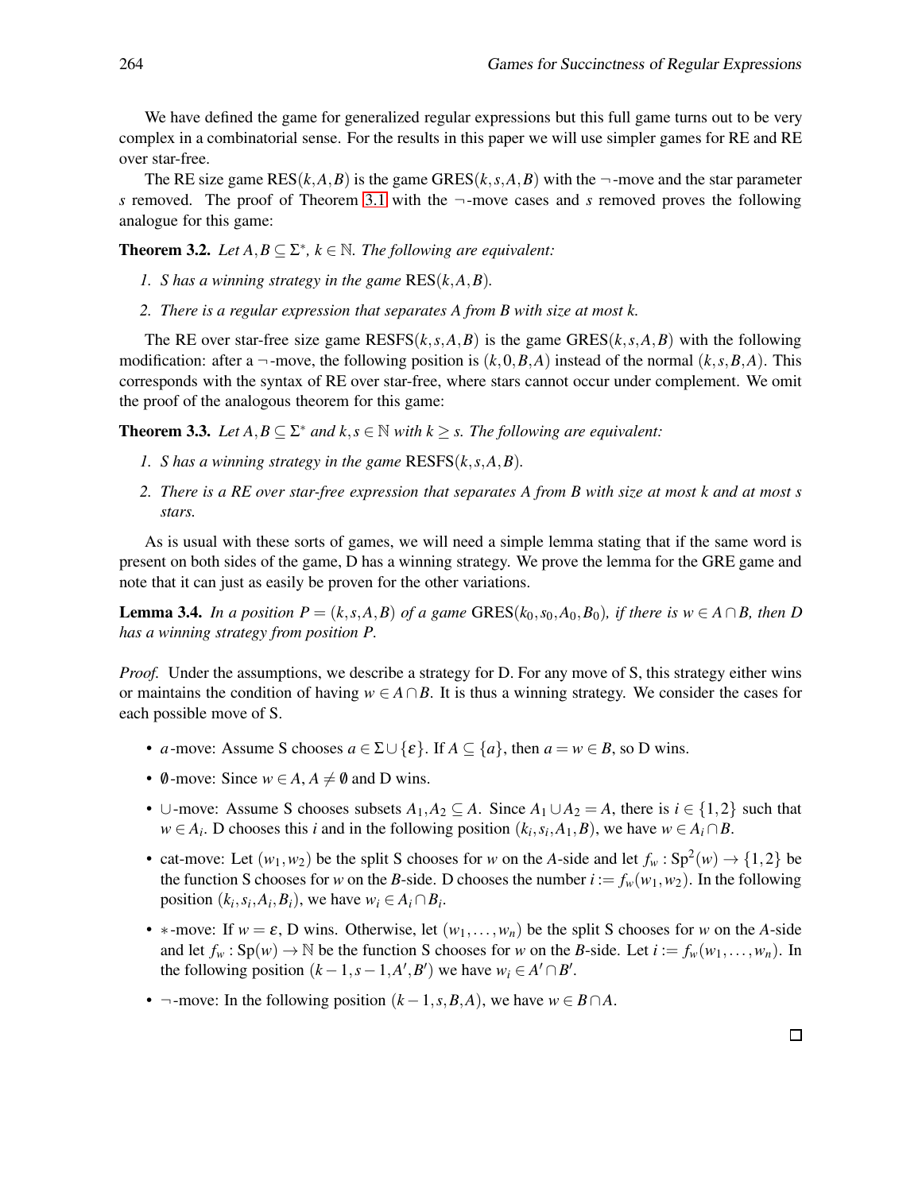We have defined the game for generalized regular expressions but this full game turns out to be very complex in a combinatorial sense. For the results in this paper we will use simpler games for RE and RE over star-free.

The RE size game $\mathrm{RES}(k,A,B)$ is the game $\mathrm{GRES}(k,s,A,B)$ with the $\neg$-move and the star parameter $s$ removed. The proof of Theorem 3.1 with the $\neg$-move cases and $s$ removed proves the following analogue for this game:

**Theorem 3.2.** *Let $A,B \subseteq \Sigma^*$, $k \in \mathbb{N}$. The following are equivalent:*

1. *S has a winning strategy in the game $\mathrm{RES}(k,A,B)$.*
2. *There is a regular expression that separates $A$ from $B$ with size at most $k$.*

The RE over star-free size game $\mathrm{RESFS}(k,s,A,B)$ is the game $\mathrm{GRES}(k,s,A,B)$ with the following modification: after a $\neg$-move, the following position is $(k,0,B,A)$ instead of the normal $(k,s,B,A)$. This corresponds with the syntax of RE over star-free, where stars cannot occur under complement. We omit the proof of the analogous theorem for this game:

**Theorem 3.3.** *Let $A,B \subseteq \Sigma^*$ and $k,s \in \mathbb{N}$ with $k \geq s$. The following are equivalent:*

1. *S has a winning strategy in the game $\mathrm{RESFS}(k,s,A,B)$.*
2. *There is a RE over star-free expression that separates $A$ from $B$ with size at most $k$ and at most $s$ stars.*

As is usual with these sorts of games, we will need a simple lemma stating that if the same word is present on both sides of the game, D has a winning strategy. We prove the lemma for the GRE game and note that it can just as easily be proven for the other variations.

**Lemma 3.4.** *In a position $P = (k,s,A,B)$ of a game $\mathrm{GRES}(k_0,s_0,A_0,B_0)$, if there is $w \in A \cap B$, then D has a winning strategy from position $P$.*

*Proof.* Under the assumptions, we describe a strategy for D. For any move of S, this strategy either wins or maintains the condition of having $w \in A \cap B$. It is thus a winning strategy. We consider the cases for each possible move of S.

- $a$-move: Assume S chooses $a \in \Sigma \cup \{\varepsilon\}$. If $A \subseteq \{a\}$, then $a = w \in B$, so D wins.
- $\emptyset$-move: Since $w \in A$, $A \neq \emptyset$ and D wins.
- $\cup$-move: Assume S chooses subsets $A_1, A_2 \subseteq A$. Since $A_1 \cup A_2 = A$, there is $i \in \{1,2\}$ such that $w \in A_i$. D chooses this $i$ and in the following position $(k_i, s_i, A_1, B)$, we have $w \in A_i \cap B$.
- cat-move: Let $(w_1,w_2)$ be the split S chooses for $w$ on the $A$-side and let $f_w : \mathrm{Sp}^2(w) \to \{1,2\}$ be the function S chooses for $w$ on the $B$-side. D chooses the number $i := f_w(w_1,w_2)$. In the following position $(k_i,s_i,A_i,B_i)$, we have $w_i \in A_i \cap B_i$.
- $*$-move: If $w = \varepsilon$, D wins. Otherwise, let $(w_1,\dots,w_n)$ be the split S chooses for $w$ on the $A$-side and let $f_w : \mathrm{Sp}(w) \to \mathbb{N}$ be the function S chooses for $w$ on the $B$-side. Let $i := f_w(w_1,\dots,w_n)$. In the following position $(k-1,s-1,A',B')$ we have $w_i \in A' \cap B'$.
- $\neg$-move: In the following position $(k-1,s,B,A)$, we have $w \in B \cap A$.

$\square$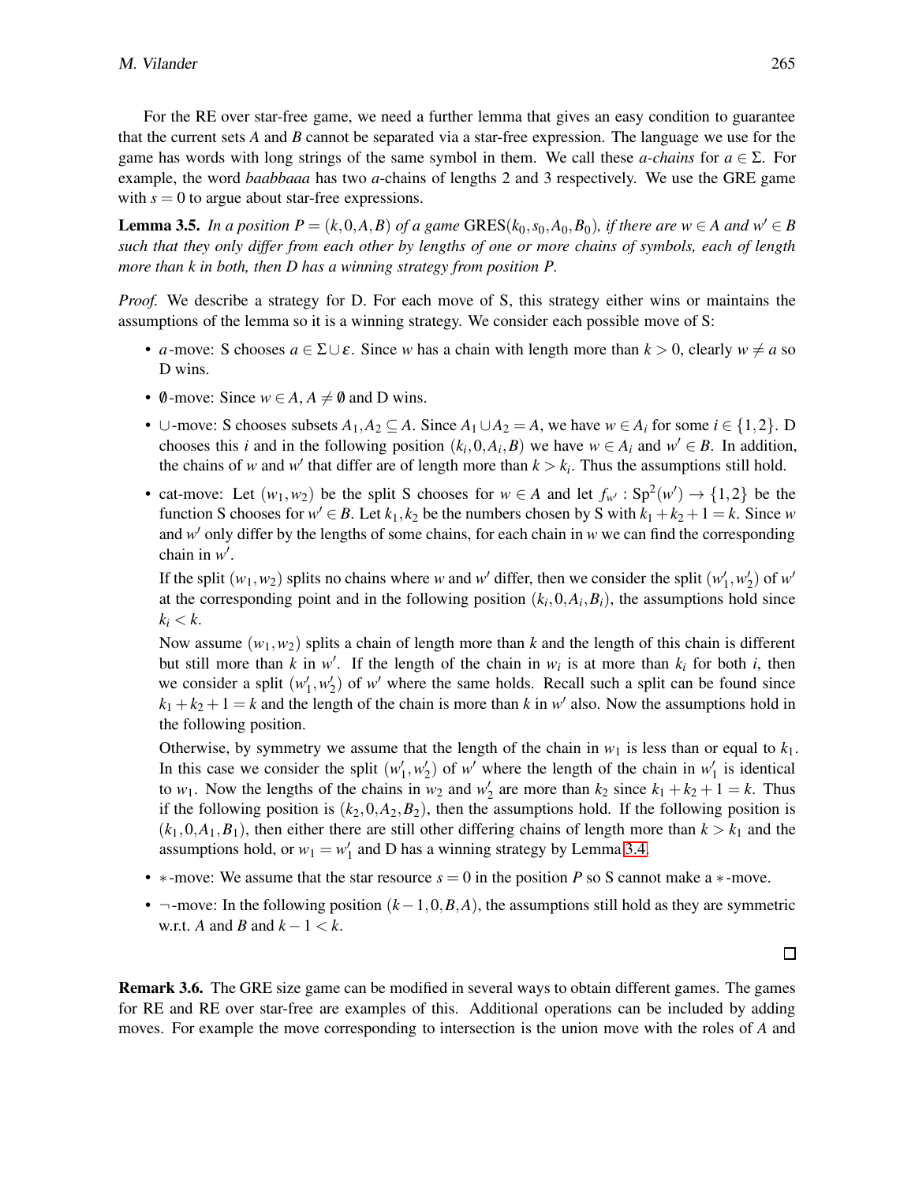For the RE over star-free game, we need a further lemma that gives an easy condition to guarantee that the current sets $A$ and $B$ cannot be separated via a star-free expression. The language we use for the game has words with long strings of the same symbol in them. We call these *a-chains* for $a \in \Sigma$. For example, the word *baabbaaa* has two $a$-chains of lengths 2 and 3 respectively. We use the GRE game with $s = 0$ to argue about star-free expressions.

**Lemma 3.5.** *In a position $P = (k, 0, A, B)$ of a game $\mathrm{GRES}(k_0, s_0, A_0, B_0)$, if there are $w \in A$ and $w' \in B$ such that they only differ from each other by lengths of one or more chains of symbols, each of length more than $k$ in both, then D has a winning strategy from position $P$.*

*Proof.* We describe a strategy for D. For each move of S, this strategy either wins or maintains the assumptions of the lemma so it is a winning strategy. We consider each possible move of S:

- $a$-move: S chooses $a \in \Sigma \cup \varepsilon$. Since $w$ has a chain with length more than $k > 0$, clearly $w \neq a$ so D wins.
- $\emptyset$-move: Since $w \in A$, $A \neq \emptyset$ and D wins.
- $\cup$-move: S chooses subsets $A_1, A_2 \subseteq A$. Since $A_1 \cup A_2 = A$, we have $w \in A_i$ for some $i \in \{1, 2\}$. D chooses this $i$ and in the following position $(k_i, 0, A_i, B)$ we have $w \in A_i$ and $w' \in B$. In addition, the chains of $w$ and $w'$ that differ are of length more than $k > k_i$. Thus the assumptions still hold.
- cat-move: Let $(w_1, w_2)$ be the split S chooses for $w \in A$ and let $f_{w'} : \mathrm{Sp}^2(w') \to \{1, 2\}$ be the function S chooses for $w' \in B$. Let $k_1, k_2$ be the numbers chosen by S with $k_1 + k_2 + 1 = k$. Since $w$ and $w'$ only differ by the lengths of some chains, for each chain in $w$ we can find the corresponding chain in $w'$.

  If the split $(w_1, w_2)$ splits no chains where $w$ and $w'$ differ, then we consider the split $(w'_1, w'_2)$ of $w'$ at the corresponding point and in the following position $(k_i, 0, A_i, B_i)$, the assumptions hold since $k_i < k$.

  Now assume $(w_1, w_2)$ splits a chain of length more than $k$ and the length of this chain is different but still more than $k$ in $w'$. If the length of the chain in $w_i$ is at more than $k_i$ for both $i$, then we consider a split $(w'_1, w'_2)$ of $w'$ where the same holds. Recall such a split can be found since $k_1 + k_2 + 1 = k$ and the length of the chain is more than $k$ in $w'$ also. Now the assumptions hold in the following position.

  Otherwise, by symmetry we assume that the length of the chain in $w_1$ is less than or equal to $k_1$. In this case we consider the split $(w'_1, w'_2)$ of $w'$ where the length of the chain in $w'_1$ is identical to $w_1$. Now the lengths of the chains in $w_2$ and $w'_2$ are more than $k_2$ since $k_1 + k_2 + 1 = k$. Thus if the following position is $(k_2, 0, A_2, B_2)$, then the assumptions hold. If the following position is $(k_1, 0, A_1, B_1)$, then either there are still other differing chains of length more than $k > k_1$ and the assumptions hold, or $w_1 = w'_1$ and D has a winning strategy by Lemma 3.4.
- $*$-move: We assume that the star resource $s = 0$ in the position $P$ so S cannot make a $*$-move.
- $\neg$-move: In the following position $(k - 1, 0, B, A)$, the assumptions still hold as they are symmetric w.r.t. $A$ and $B$ and $k - 1 < k$.

$\square$

**Remark 3.6.** The GRE size game can be modified in several ways to obtain different games. The games for RE and RE over star-free are examples of this. Additional operations can be included by adding moves. For example the move corresponding to intersection is the union move with the roles of $A$ and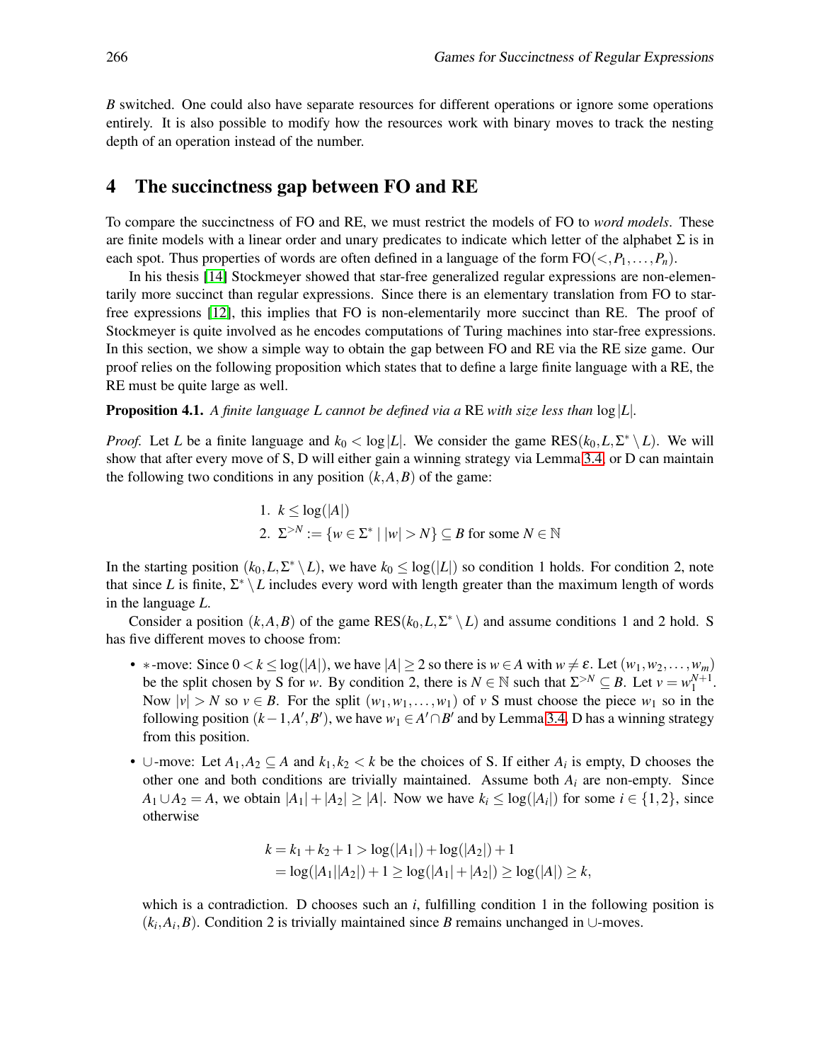B switched. One could also have separate resources for different operations or ignore some operations entirely. It is also possible to modify how the resources work with binary moves to track the nesting depth of an operation instead of the number.

## 4 The succinctness gap between FO and RE

To compare the succinctness of FO and RE, we must restrict the models of FO to *word models*. These are finite models with a linear order and unary predicates to indicate which letter of the alphabet $\Sigma$ is in each spot. Thus properties of words are often defined in a language of the form $\mathrm{FO}(<, P_1, \ldots, P_n)$.

In his thesis [14] Stockmeyer showed that star-free generalized regular expressions are non-elementarily more succinct than regular expressions. Since there is an elementary translation from FO to star-free expressions [12], this implies that FO is non-elementarily more succinct than RE. The proof of Stockmeyer is quite involved as he encodes computations of Turing machines into star-free expressions. In this section, we show a simple way to obtain the gap between FO and RE via the RE size game. Our proof relies on the following proposition which states that to define a large finite language with a RE, the RE must be quite large as well.

**Proposition 4.1.** *A finite language $L$ cannot be defined via a* RE *with size less than* $\log |L|$.

*Proof.* Let $L$ be a finite language and $k_0 < \log |L|$. We consider the game $\mathrm{RES}(k_0, L, \Sigma^* \setminus L)$. We will show that after every move of S, D will either gain a winning strategy via Lemma 3.4, or D can maintain the following two conditions in any position $(k, A, B)$ of the game:

1. $k \leq \log(|A|)$
2. $\Sigma^{>N} := \{w \in \Sigma^* \mid |w| > N\} \subseteq B$ for some $N \in \mathbb{N}$

In the starting position $(k_0, L, \Sigma^* \setminus L)$, we have $k_0 \leq \log(|L|)$ so condition 1 holds. For condition 2, note that since $L$ is finite, $\Sigma^* \setminus L$ includes every word with length greater than the maximum length of words in the language $L$.

Consider a position $(k, A, B)$ of the game $\mathrm{RES}(k_0, L, \Sigma^* \setminus L)$ and assume conditions 1 and 2 hold. S has five different moves to choose from:

- $*$-move: Since $0 < k \leq \log(|A|)$, we have $|A| \geq 2$ so there is $w \in A$ with $w \neq \varepsilon$. Let $(w_1, w_2, \ldots, w_m)$ be the split chosen by S for $w$. By condition 2, there is $N \in \mathbb{N}$ such that $\Sigma^{>N} \subseteq B$. Let $v = w_1^{N+1}$. Now $|v| > N$ so $v \in B$. For the split $(w_1, w_1, \ldots, w_1)$ of $v$ S must choose the piece $w_1$ so in the following position $(k-1, A', B')$, we have $w_1 \in A' \cap B'$ and by Lemma 3.4, D has a winning strategy from this position.
- $\cup$-move: Let $A_1, A_2 \subseteq A$ and $k_1, k_2 < k$ be the choices of S. If either $A_i$ is empty, D chooses the other one and both conditions are trivially maintained. Assume both $A_i$ are non-empty. Since $A_1 \cup A_2 = A$, we obtain $|A_1| + |A_2| \geq |A|$. Now we have $k_i \leq \log(|A_i|)$ for some $i \in \{1, 2\}$, since otherwise

$$
\begin{aligned}
k = k_1 + k_2 + 1 &> \log(|A_1|) + \log(|A_2|) + 1 \\
&= \log(|A_1||A_2|) + 1 \geq \log(|A_1| + |A_2|) \geq \log(|A|) \geq k,
\end{aligned}
$$

  which is a contradiction. D chooses such an $i$, fulfilling condition 1 in the following position is $(k_i, A_i, B)$. Condition 2 is trivially maintained since $B$ remains unchanged in $\cup$-moves.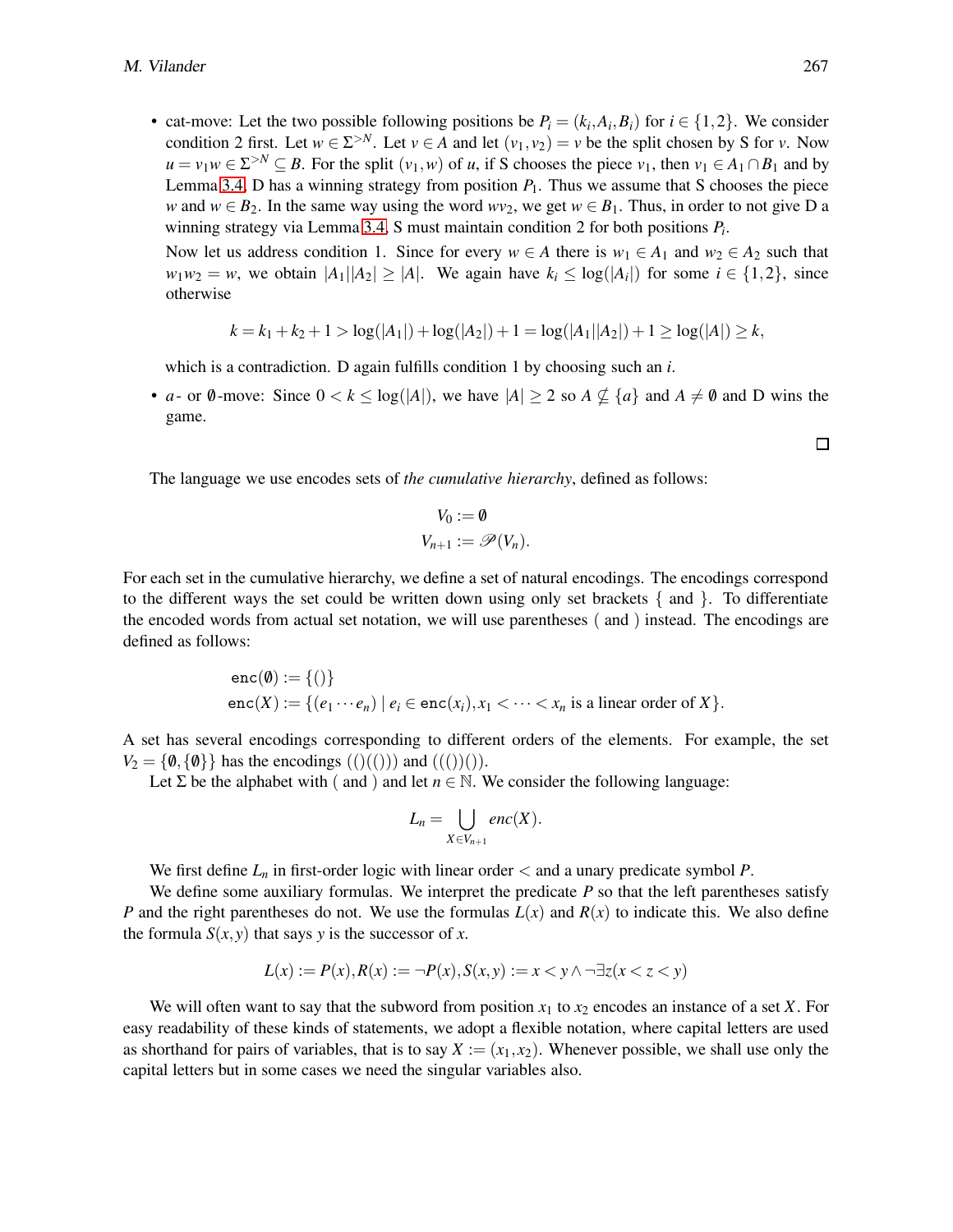- cat-move: Let the two possible following positions be $P_i = (k_i, A_i, B_i)$ for $i \in \{1,2\}$. We consider condition 2 first. Let $w \in \Sigma^{>N}$. Let $v \in A$ and let $(v_1, v_2) = v$ be the split chosen by S for $v$. Now $u = v_1 w \in \Sigma^{>N} \subseteq B$. For the split $(v_1, w)$ of $u$, if S chooses the piece $v_1$, then $v_1 \in A_1 \cap B_1$ and by Lemma 3.4, D has a winning strategy from position $P_1$. Thus we assume that S chooses the piece $w$ and $w \in B_2$. In the same way using the word $wv_2$, we get $w \in B_1$. Thus, in order to not give D a winning strategy via Lemma 3.4, S must maintain condition 2 for both positions $P_i$.

  Now let us address condition 1. Since for every $w \in A$ there is $w_1 \in A_1$ and $w_2 \in A_2$ such that $w_1 w_2 = w$, we obtain $|A_1||A_2| \geq |A|$. We again have $k_i \leq \log(|A_i|)$ for some $i \in \{1,2\}$, since otherwise

$$k = k_1 + k_2 + 1 > \log(|A_1|) + \log(|A_2|) + 1 = \log(|A_1||A_2|) + 1 \geq \log(|A|) \geq k,$$

  which is a contradiction. D again fulfills condition 1 by choosing such an $i$.

- $a$- or $\emptyset$-move: Since $0 < k \leq \log(|A|)$, we have $|A| \geq 2$ so $A \nsubseteq \{a\}$ and $A \neq \emptyset$ and D wins the game.

□

The language we use encodes sets of *the cumulative hierarchy*, defined as follows:

$$V_0 := \emptyset$$
$$V_{n+1} := \mathscr{P}(V_n).$$

For each set in the cumulative hierarchy, we define a set of natural encodings. The encodings correspond to the different ways the set could be written down using only set brackets { and }. To differentiate the encoded words from actual set notation, we will use parentheses ( and ) instead. The encodings are defined as follows:

$$\texttt{enc}(\emptyset) := \{()\}$$
$$\texttt{enc}(X) := \{(e_1 \cdots e_n) \mid e_i \in \texttt{enc}(x_i), x_1 < \cdots < x_n \text{ is a linear order of } X\}.$$

A set has several encodings corresponding to different orders of the elements. For example, the set $V_2 = \{\emptyset, \{\emptyset\}\}$ has the encodings $(()(()))$ and $((())())$.

Let $\Sigma$ be the alphabet with ( and ) and let $n \in \mathbb{N}$. We consider the following language:

$$L_n = \bigcup_{X \in V_{n+1}} enc(X).$$

We first define $L_n$ in first-order logic with linear order $<$ and a unary predicate symbol $P$.

We define some auxiliary formulas. We interpret the predicate $P$ so that the left parentheses satisfy $P$ and the right parentheses do not. We use the formulas $L(x)$ and $R(x)$ to indicate this. We also define the formula $S(x,y)$ that says $y$ is the successor of $x$.

$$L(x) := P(x), R(x) := \neg P(x), S(x,y) := x < y \wedge \neg \exists z (x < z < y)$$

We will often want to say that the subword from position $x_1$ to $x_2$ encodes an instance of a set $X$. For easy readability of these kinds of statements, we adopt a flexible notation, where capital letters are used as shorthand for pairs of variables, that is to say $X := (x_1, x_2)$. Whenever possible, we shall use only the capital letters but in some cases we need the singular variables also.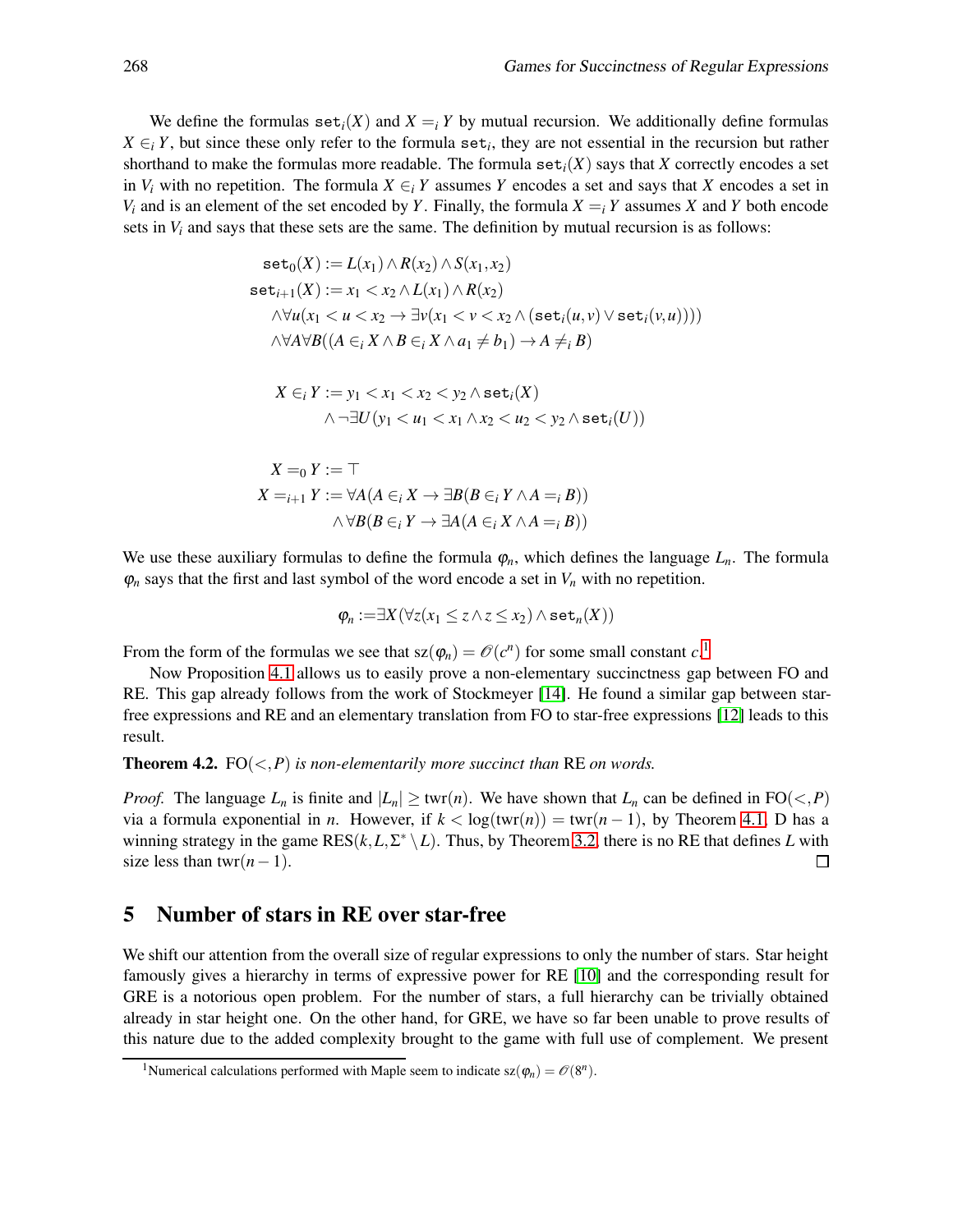We define the formulas $\mathtt{set}_i(X)$ and $X =_i Y$ by mutual recursion. We additionally define formulas $X \in_i Y$, but since these only refer to the formula $\mathtt{set}_i$, they are not essential in the recursion but rather shorthand to make the formulas more readable. The formula $\mathtt{set}_i(X)$ says that $X$ correctly encodes a set in $V_i$ with no repetition. The formula $X \in_i Y$ assumes $Y$ encodes a set and says that $X$ encodes a set in $V_i$ and is an element of the set encoded by $Y$. Finally, the formula $X =_i Y$ assumes $X$ and $Y$ both encode sets in $V_i$ and says that these sets are the same. The definition by mutual recursion is as follows:

$$
\begin{aligned}
\mathtt{set}_0(X) &:= L(x_1) \land R(x_2) \land S(x_1, x_2) \\
\mathtt{set}_{i+1}(X) &:= x_1 < x_2 \land L(x_1) \land R(x_2) \\
&\quad \land \forall u (x_1 < u < x_2 \to \exists v (x_1 < v < x_2 \land (\mathtt{set}_i(u,v) \lor \mathtt{set}_i(v,u)))) \\
&\quad \land \forall A \forall B ((A \in_i X \land B \in_i X \land a_1 \neq b_1) \to A \neq_i B)
\end{aligned}
$$

$$
\begin{aligned}
X \in_i Y &:= y_1 < x_1 < x_2 < y_2 \land \mathtt{set}_i(X) \\
&\quad \land \neg \exists U (y_1 < u_1 < x_1 \land x_2 < u_2 < y_2 \land \mathtt{set}_i(U))
\end{aligned}
$$

$$
\begin{aligned}
X =_0 Y &:= \top \\
X =_{i+1} Y &:= \forall A (A \in_i X \to \exists B (B \in_i Y \land A =_i B)) \\
&\quad \land \forall B (B \in_i Y \to \exists A (A \in_i X \land A =_i B))
\end{aligned}
$$

We use these auxiliary formulas to define the formula $\varphi_n$, which defines the language $L_n$. The formula $\varphi_n$ says that the first and last symbol of the word encode a set in $V_n$ with no repetition.

$$
\varphi_n := \exists X (\forall z (x_1 \leq z \land z \leq x_2) \land \mathtt{set}_n(X))
$$

From the form of the formulas we see that $\mathrm{sz}(\varphi_n) = \mathcal{O}(c^n)$ for some small constant $c$.[1]

Now Proposition 4.1 allows us to easily prove a non-elementary succinctness gap between FO and RE. This gap already follows from the work of Stockmeyer [14]. He found a similar gap between star-free expressions and RE and an elementary translation from FO to star-free expressions [12] leads to this result.

**Theorem 4.2.** *$\mathrm{FO}(<,P)$ is non-elementarily more succinct than* RE *on words.*

*Proof.* The language $L_n$ is finite and $|L_n| \geq \mathrm{twr}(n)$. We have shown that $L_n$ can be defined in $\mathrm{FO}(<,P)$ via a formula exponential in $n$. However, if $k < \log(\mathrm{twr}(n)) = \mathrm{twr}(n-1)$, by Theorem 4.1, D has a winning strategy in the game $\mathrm{RES}(k, L, \Sigma^* \setminus L)$. Thus, by Theorem 3.2, there is no RE that defines $L$ with size less than $\mathrm{twr}(n-1)$. ☐

## 5 Number of stars in RE over star-free

We shift our attention from the overall size of regular expressions to only the number of stars. Star height famously gives a hierarchy in terms of expressive power for RE [10] and the corresponding result for GRE is a notorious open problem. For the number of stars, a full hierarchy can be trivially obtained already in star height one. On the other hand, for GRE, we have so far been unable to prove results of this nature due to the added complexity brought to the game with full use of complement. We present

[1] Numerical calculations performed with Maple seem to indicate $\mathrm{sz}(\varphi_n) = \mathcal{O}(8^n)$.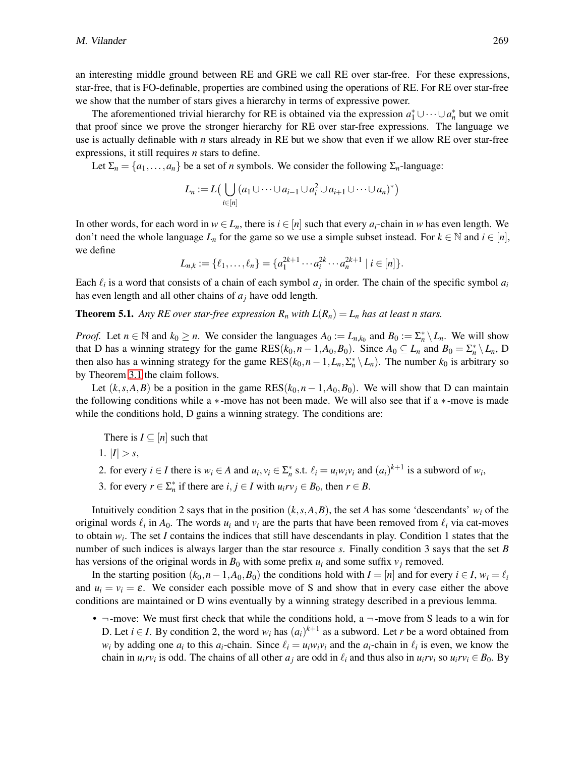an interesting middle ground between RE and GRE we call RE over star-free. For these expressions, star-free, that is FO-definable, properties are combined using the operations of RE. For RE over star-free we show that the number of stars gives a hierarchy in terms of expressive power.

The aforementioned trivial hierarchy for RE is obtained via the expression $a_1^* \cup \cdots \cup a_n^*$ but we omit that proof since we prove the stronger hierarchy for RE over star-free expressions. The language we use is actually definable with $n$ stars already in RE but we show that even if we allow RE over star-free expressions, it still requires $n$ stars to define.

Let $\Sigma_n = \{a_1, \ldots, a_n\}$ be a set of $n$ symbols. We consider the following $\Sigma_n$-language:

$$L_n := L\big(\bigcup_{i\in[n]} (a_1 \cup \cdots \cup a_{i-1} \cup a_i^2 \cup a_{i+1} \cup \cdots \cup a_n)^*\big)$$

In other words, for each word in $w \in L_n$, there is $i \in [n]$ such that every $a_i$-chain in $w$ has even length. We don't need the whole language $L_n$ for the game so we use a simple subset instead. For $k \in \mathbb{N}$ and $i \in [n]$, we define

$$L_{n,k} := \{\ell_1, \ldots, \ell_n\} = \{a_1^{2k+1} \cdots a_i^{2k} \cdots a_n^{2k+1} \mid i \in [n]\}.$$

Each $\ell_i$ is a word that consists of a chain of each symbol $a_j$ in order. The chain of the specific symbol $a_i$ has even length and all other chains of $a_j$ have odd length.

**Theorem 5.1.** *Any RE over star-free expression $R_n$ with $L(R_n) = L_n$ has at least $n$ stars.*

*Proof.* Let $n \in \mathbb{N}$ and $k_0 \geq n$. We consider the languages $A_0 := L_{n,k_0}$ and $B_0 := \Sigma_n^* \setminus L_n$. We will show that D has a winning strategy for the game $\mathrm{RES}(k_0, n-1, A_0, B_0)$. Since $A_0 \subseteq L_n$ and $B_0 = \Sigma_n^* \setminus L_n$, D then also has a winning strategy for the game $\mathrm{RES}(k_0, n-1, L_n, \Sigma_n^* \setminus L_n)$. The number $k_0$ is arbitrary so by Theorem 3.1 the claim follows.

Let $(k, s, A, B)$ be a position in the game $\mathrm{RES}(k_0, n-1, A_0, B_0)$. We will show that D can maintain the following conditions while a $*$-move has not been made. We will also see that if a $*$-move is made while the conditions hold, D gains a winning strategy. The conditions are:

There is $I \subseteq [n]$ such that

1. $|I| > s$,
2. for every $i \in I$ there is $w_i \in A$ and $u_i, v_i \in \Sigma_n^*$ s.t. $\ell_i = u_i w_i v_i$ and $(a_i)^{k+1}$ is a subword of $w_i$,
3. for every $r \in \Sigma_n^*$ if there are $i, j \in I$ with $u_i r v_j \in B_0$, then $r \in B$.

Intuitively condition 2 says that in the position $(k, s, A, B)$, the set $A$ has some 'descendants' $w_i$ of the original words $\ell_i$ in $A_0$. The words $u_i$ and $v_i$ are the parts that have been removed from $\ell_i$ via cat-moves to obtain $w_i$. The set $I$ contains the indices that still have descendants in play. Condition 1 states that the number of such indices is always larger than the star resource $s$. Finally condition 3 says that the set $B$ has versions of the original words in $B_0$ with some prefix $u_i$ and some suffix $v_j$ removed.

In the starting position $(k_0, n-1, A_0, B_0)$ the conditions hold with $I = [n]$ and for every $i \in I$, $w_i = \ell_i$ and $u_i = v_i = \varepsilon$. We consider each possible move of S and show that in every case either the above conditions are maintained or D wins eventually by a winning strategy described in a previous lemma.

- $\neg$-move: We must first check that while the conditions hold, a $\neg$-move from S leads to a win for D. Let $i \in I$. By condition 2, the word $w_i$ has $(a_i)^{k+1}$ as a subword. Let $r$ be a word obtained from $w_i$ by adding one $a_i$ to this $a_i$-chain. Since $\ell_i = u_i w_i v_i$ and the $a_i$-chain in $\ell_i$ is even, we know the chain in $u_i r v_i$ is odd. The chains of all other $a_j$ are odd in $\ell_i$ and thus also in $u_i r v_i$ so $u_i r v_i \in B_0$. By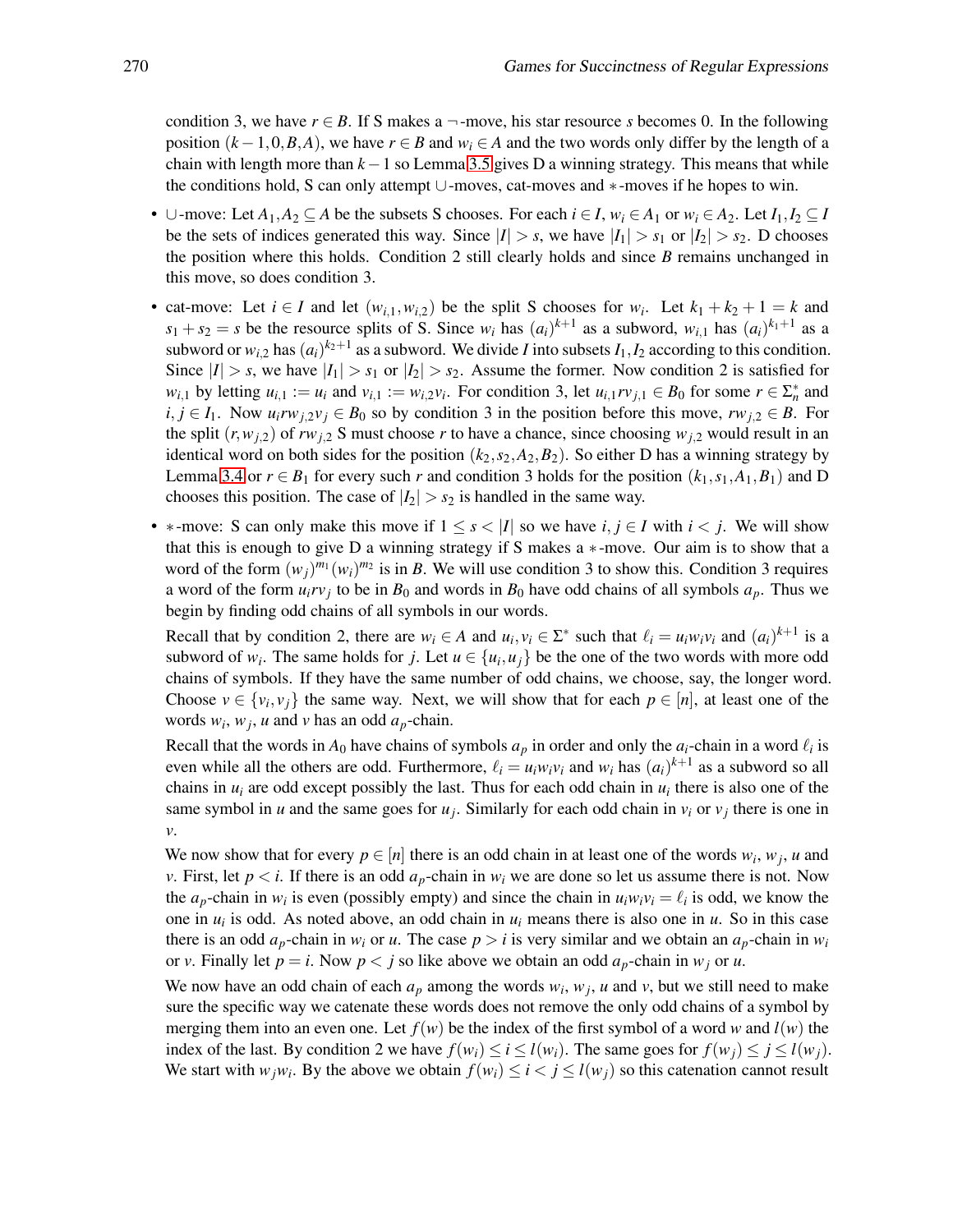condition 3, we have $r \in B$. If S makes a $\neg$-move, his star resource $s$ becomes 0. In the following position $(k-1, 0, B, A)$, we have $r \in B$ and $w_i \in A$ and the two words only differ by the length of a chain with length more than $k-1$ so Lemma 3.5 gives D a winning strategy. This means that while the conditions hold, S can only attempt $\cup$-moves, cat-moves and $*$-moves if he hopes to win.

- $\cup$-move: Let $A_1, A_2 \subseteq A$ be the subsets S chooses. For each $i \in I$, $w_i \in A_1$ or $w_i \in A_2$. Let $I_1, I_2 \subseteq I$ be the sets of indices generated this way. Since $|I| > s$, we have $|I_1| > s_1$ or $|I_2| > s_2$. D chooses the position where this holds. Condition 2 still clearly holds and since $B$ remains unchanged in this move, so does condition 3.
- cat-move: Let $i \in I$ and let $(w_{i,1}, w_{i,2})$ be the split S chooses for $w_i$. Let $k_1 + k_2 + 1 = k$ and $s_1 + s_2 = s$ be the resource splits of S. Since $w_i$ has $(a_i)^{k+1}$ as a subword, $w_{i,1}$ has $(a_i)^{k_1+1}$ as a subword or $w_{i,2}$ has $(a_i)^{k_2+1}$ as a subword. We divide $I$ into subsets $I_1, I_2$ according to this condition. Since $|I| > s$, we have $|I_1| > s_1$ or $|I_2| > s_2$. Assume the former. Now condition 2 is satisfied for $w_{i,1}$ by letting $u_{i,1} := u_i$ and $v_{i,1} := w_{i,2} v_i$. For condition 3, let $u_{i,1} r v_{j,1} \in B_0$ for some $r \in \Sigma_n^*$ and $i, j \in I_1$. Now $u_i r w_{j,2} v_j \in B_0$ so by condition 3 in the position before this move, $r w_{j,2} \in B$. For the split $(r, w_{j,2})$ of $r w_{j,2}$ S must choose $r$ to have a chance, since choosing $w_{j,2}$ would result in an identical word on both sides for the position $(k_2, s_2, A_2, B_2)$. So either D has a winning strategy by Lemma 3.4 or $r \in B_1$ for every such $r$ and condition 3 holds for the position $(k_1, s_1, A_1, B_1)$ and D chooses this position. The case of $|I_2| > s_2$ is handled in the same way.
- $*$-move: S can only make this move if $1 \leq s < |I|$ so we have $i, j \in I$ with $i < j$. We will show that this is enough to give D a winning strategy if S makes a $*$-move. Our aim is to show that a word of the form $(w_j)^{m_1}(w_i)^{m_2}$ is in $B$. We will use condition 3 to show this. Condition 3 requires a word of the form $u_i r v_j$ to be in $B_0$ and words in $B_0$ have odd chains of all symbols $a_p$. Thus we begin by finding odd chains of all symbols in our words.

  Recall that by condition 2, there are $w_i \in A$ and $u_i, v_i \in \Sigma^*$ such that $\ell_i = u_i w_i v_i$ and $(a_i)^{k+1}$ is a subword of $w_i$. The same holds for $j$. Let $u \in \{u_i, u_j\}$ be the one of the two words with more odd chains of symbols. If they have the same number of odd chains, we choose, say, the longer word. Choose $v \in \{v_i, v_j\}$ the same way. Next, we will show that for each $p \in [n]$, at least one of the words $w_i$, $w_j$, $u$ and $v$ has an odd $a_p$-chain.

  Recall that the words in $A_0$ have chains of symbols $a_p$ in order and only the $a_i$-chain in a word $\ell_i$ is even while all the others are odd. Furthermore, $\ell_i = u_i w_i v_i$ and $w_i$ has $(a_i)^{k+1}$ as a subword so all chains in $u_i$ are odd except possibly the last. Thus for each odd chain in $u_i$ there is also one of the same symbol in $u$ and the same goes for $u_j$. Similarly for each odd chain in $v_i$ or $v_j$ there is one in $v$.

  We now show that for every $p \in [n]$ there is an odd chain in at least one of the words $w_i$, $w_j$, $u$ and $v$. First, let $p < i$. If there is an odd $a_p$-chain in $w_i$ we are done so let us assume there is not. Now the $a_p$-chain in $w_i$ is even (possibly empty) and since the chain in $u_i w_i v_i = \ell_i$ is odd, we know the one in $u_i$ is odd. As noted above, an odd chain in $u_i$ means there is also one in $u$. So in this case there is an odd $a_p$-chain in $w_i$ or $u$. The case $p > i$ is very similar and we obtain an $a_p$-chain in $w_i$ or $v$. Finally let $p = i$. Now $p < j$ so like above we obtain an odd $a_p$-chain in $w_j$ or $u$.

  We now have an odd chain of each $a_p$ among the words $w_i$, $w_j$, $u$ and $v$, but we still need to make sure the specific way we catenate these words does not remove the only odd chains of a symbol by merging them into an even one. Let $f(w)$ be the index of the first symbol of a word $w$ and $l(w)$ the index of the last. By condition 2 we have $f(w_i) \leq i \leq l(w_i)$. The same goes for $f(w_j) \leq j \leq l(w_j)$. We start with $w_j w_i$. By the above we obtain $f(w_i) \leq i < j \leq l(w_j)$ so this catenation cannot result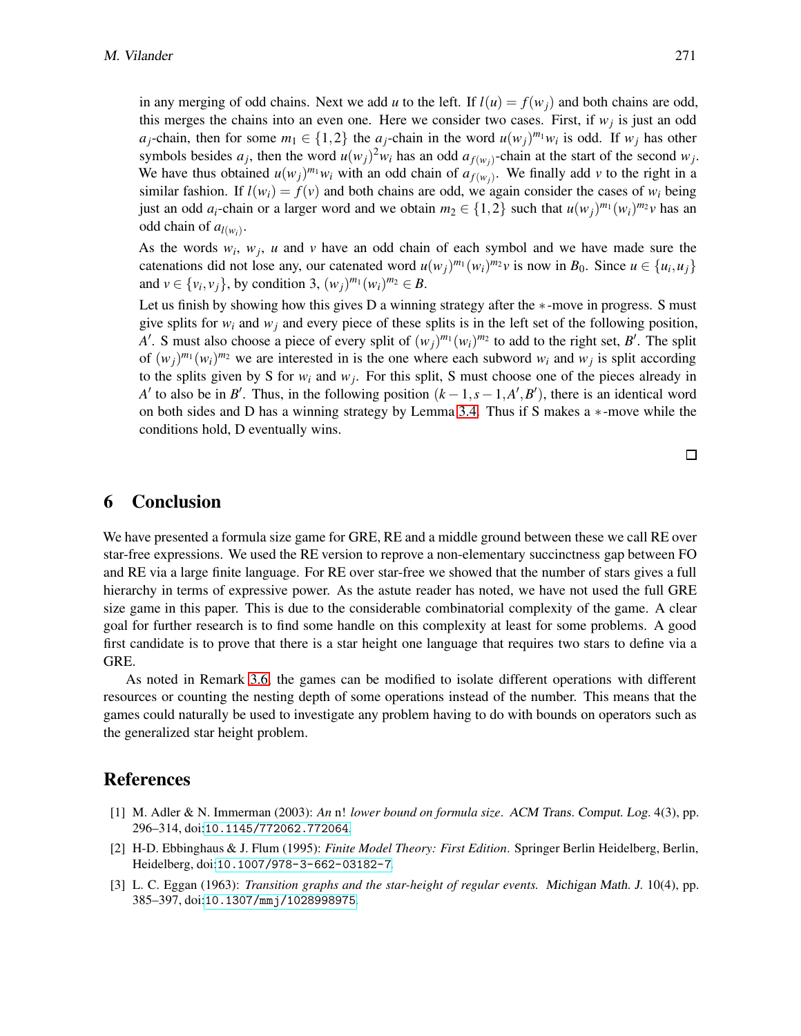in any merging of odd chains. Next we add $u$ to the left. If $l(u) = f(w_j)$ and both chains are odd, this merges the chains into an even one. Here we consider two cases. First, if $w_j$ is just an odd $a_j$-chain, then for some $m_1 \in \{1,2\}$ the $a_j$-chain in the word $u(w_j)^{m_1}w_i$ is odd. If $w_j$ has other symbols besides $a_j$, then the word $u(w_j)^2 w_i$ has an odd $a_{f(w_j)}$-chain at the start of the second $w_j$. We have thus obtained $u(w_j)^{m_1}w_i$ with an odd chain of $a_{f(w_j)}$. We finally add $v$ to the right in a similar fashion. If $l(w_i) = f(v)$ and both chains are odd, we again consider the cases of $w_i$ being just an odd $a_i$-chain or a larger word and we obtain $m_2 \in \{1,2\}$ such that $u(w_j)^{m_1}(w_i)^{m_2}v$ has an odd chain of $a_{l(w_i)}$.

As the words $w_i$, $w_j$, $u$ and $v$ have an odd chain of each symbol and we have made sure the catenations did not lose any, our catenated word $u(w_j)^{m_1}(w_i)^{m_2}v$ is now in $B_0$. Since $u \in \{u_i, u_j\}$ and $v \in \{v_i, v_j\}$, by condition 3, $(w_j)^{m_1}(w_i)^{m_2} \in B$.

Let us finish by showing how this gives D a winning strategy after the $*$-move in progress. S must give splits for $w_i$ and $w_j$ and every piece of these splits is in the left set of the following position, $A'$. S must also choose a piece of every split of $(w_j)^{m_1}(w_i)^{m_2}$ to add to the right set, $B'$. The split of $(w_j)^{m_1}(w_i)^{m_2}$ we are interested in is the one where each subword $w_i$ and $w_j$ is split according to the splits given by S for $w_i$ and $w_j$. For this split, S must choose one of the pieces already in $A'$ to also be in $B'$. Thus, in the following position $(k-1, s-1, A', B')$, there is an identical word on both sides and D has a winning strategy by Lemma 3.4. Thus if S makes a $*$-move while the conditions hold, D eventually wins.

□

## 6 Conclusion

We have presented a formula size game for GRE, RE and a middle ground between these we call RE over star-free expressions. We used the RE version to reprove a non-elementary succinctness gap between FO and RE via a large finite language. For RE over star-free we showed that the number of stars gives a full hierarchy in terms of expressive power. As the astute reader has noted, we have not used the full GRE size game in this paper. This is due to the considerable combinatorial complexity of the game. A clear goal for further research is to find some handle on this complexity at least for some problems. A good first candidate is to prove that there is a star height one language that requires two stars to define via a GRE.

As noted in Remark 3.6, the games can be modified to isolate different operations with different resources or counting the nesting depth of some operations instead of the number. This means that the games could naturally be used to investigate any problem having to do with bounds on operators such as the generalized star height problem.

## References

[1] M. Adler & N. Immerman (2003): *An* n! *lower bound on formula size*. ACM Trans. Comput. Log. 4(3), pp. 296–314, doi:10.1145/772062.772064.

[2] H-D. Ebbinghaus & J. Flum (1995): *Finite Model Theory: First Edition*. Springer Berlin Heidelberg, Berlin, Heidelberg, doi:10.1007/978-3-662-03182-7.

[3] L. C. Eggan (1963): *Transition graphs and the star-height of regular events*. Michigan Math. J. 10(4), pp. 385–397, doi:10.1307/mmj/1028998975.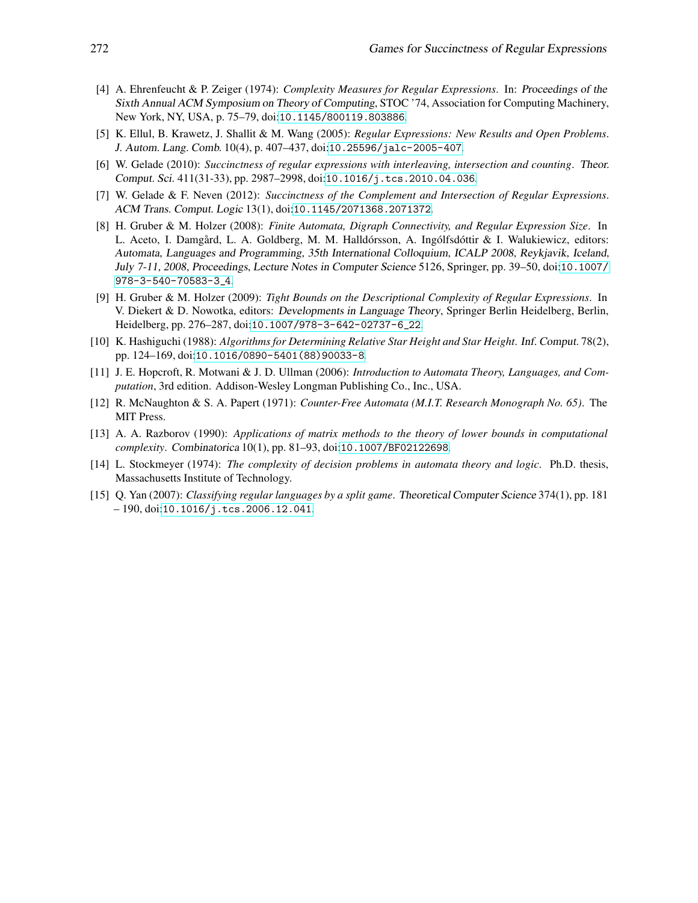[4] A. Ehrenfeucht & P. Zeiger (1974): *Complexity Measures for Regular Expressions*. In: *Proceedings of the Sixth Annual ACM Symposium on Theory of Computing*, STOC '74, Association for Computing Machinery, New York, NY, USA, p. 75–79, doi:10.1145/800119.803886.

[5] K. Ellul, B. Krawetz, J. Shallit & M. Wang (2005): *Regular Expressions: New Results and Open Problems*. *J. Autom. Lang. Comb.* 10(4), p. 407–437, doi:10.25596/jalc-2005-407.

[6] W. Gelade (2010): *Succinctness of regular expressions with interleaving, intersection and counting*. *Theor. Comput. Sci.* 411(31-33), pp. 2987–2998, doi:10.1016/j.tcs.2010.04.036.

[7] W. Gelade & F. Neven (2012): *Succinctness of the Complement and Intersection of Regular Expressions*. *ACM Trans. Comput. Logic* 13(1), doi:10.1145/2071368.2071372.

[8] H. Gruber & M. Holzer (2008): *Finite Automata, Digraph Connectivity, and Regular Expression Size*. In L. Aceto, I. Damgård, L. A. Goldberg, M. M. Halldórsson, A. Ingólfsdóttir & I. Walukiewicz, editors: *Automata, Languages and Programming, 35th International Colloquium, ICALP 2008, Reykjavik, Iceland, July 7-11, 2008, Proceedings*, *Lecture Notes in Computer Science* 5126, Springer, pp. 39–50, doi:10.1007/978-3-540-70583-3_4.

[9] H. Gruber & M. Holzer (2009): *Tight Bounds on the Descriptional Complexity of Regular Expressions*. In V. Diekert & D. Nowotka, editors: *Developments in Language Theory*, Springer Berlin Heidelberg, Berlin, Heidelberg, pp. 276–287, doi:10.1007/978-3-642-02737-6_22.

[10] K. Hashiguchi (1988): *Algorithms for Determining Relative Star Height and Star Height*. *Inf. Comput.* 78(2), pp. 124–169, doi:10.1016/0890-5401(88)90033-8.

[11] J. E. Hopcroft, R. Motwani & J. D. Ullman (2006): *Introduction to Automata Theory, Languages, and Computation*, 3rd edition. Addison-Wesley Longman Publishing Co., Inc., USA.

[12] R. McNaughton & S. A. Papert (1971): *Counter-Free Automata (M.I.T. Research Monograph No. 65)*. The MIT Press.

[13] A. A. Razborov (1990): *Applications of matrix methods to the theory of lower bounds in computational complexity*. *Combinatorica* 10(1), pp. 81–93, doi:10.1007/BF02122698.

[14] L. Stockmeyer (1974): *The complexity of decision problems in automata theory and logic*. Ph.D. thesis, Massachusetts Institute of Technology.

[15] Q. Yan (2007): *Classifying regular languages by a split game*. *Theoretical Computer Science* 374(1), pp. 181 – 190, doi:10.1016/j.tcs.2006.12.041.